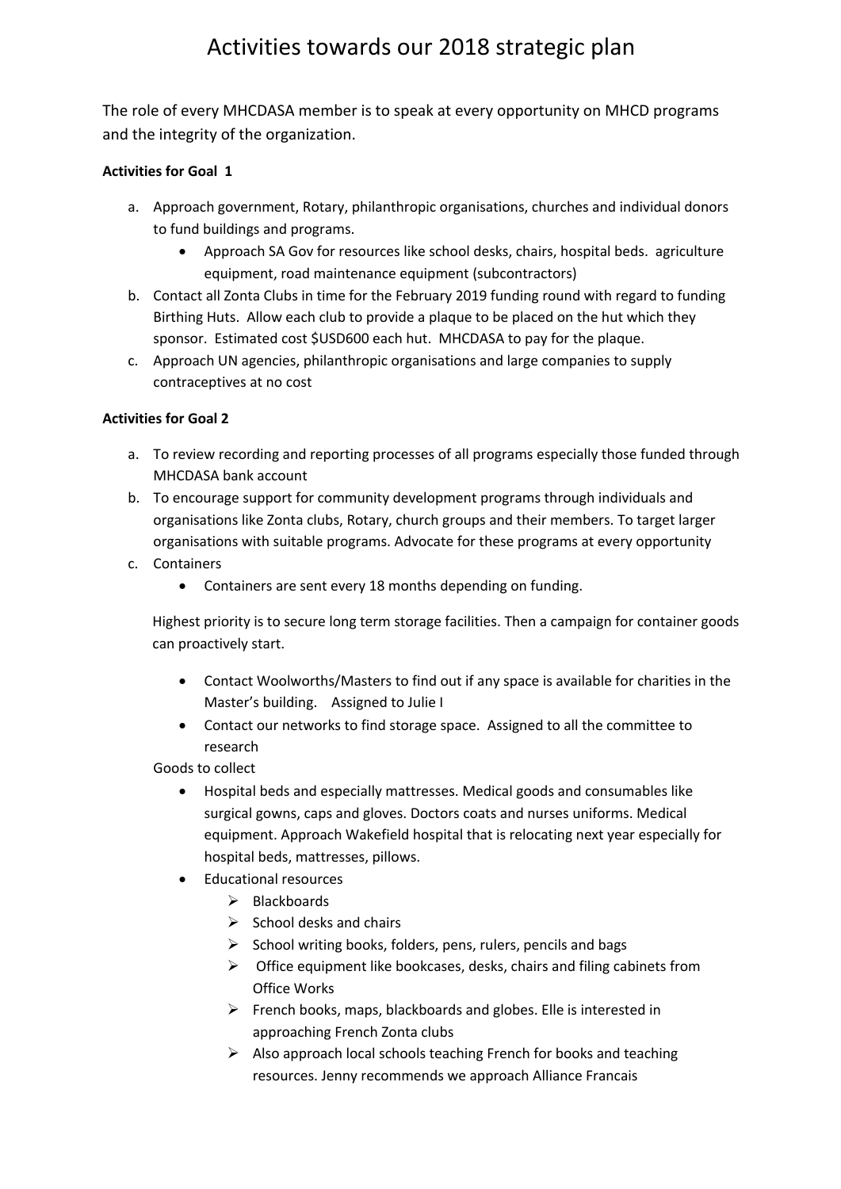# Activities towards our 2018 strategic plan

The role of every MHCDASA member is to speak at every opportunity on MHCD programs and the integrity of the organization.

**Activities for Goal 1**

a. Approach government, Rotary, philanthropic organisations, churches and individual donors to fund buildings and programs.
    - Approach SA Gov for resources like school desks, chairs, hospital beds. agriculture equipment, road maintenance equipment (subcontractors)

b. Contact all Zonta Clubs in time for the February 2019 funding round with regard to funding Birthing Huts. Allow each club to provide a plaque to be placed on the hut which they sponsor. Estimated cost $USD600 each hut. MHCDASA to pay for the plaque.

c. Approach UN agencies, philanthropic organisations and large companies to supply contraceptives at no cost

**Activities for Goal 2**

a. To review recording and reporting processes of all programs especially those funded through MHCDASA bank account

b. To encourage support for community development programs through individuals and organisations like Zonta clubs, Rotary, church groups and their members. To target larger organisations with suitable programs. Advocate for these programs at every opportunity

c. Containers
    - Containers are sent every 18 months depending on funding.

   Highest priority is to secure long term storage facilities. Then a campaign for container goods can proactively start.

    - Contact Woolworths/Masters to find out if any space is available for charities in the Master's building. Assigned to Julie I
    - Contact our networks to find storage space. Assigned to all the committee to research

   Goods to collect

    - Hospital beds and especially mattresses. Medical goods and consumables like surgical gowns, caps and gloves. Doctors coats and nurses uniforms. Medical equipment. Approach Wakefield hospital that is relocating next year especially for hospital beds, mattresses, pillows.
    - Educational resources
        - Blackboards
        - School desks and chairs
        - School writing books, folders, pens, rulers, pencils and bags
        - Office equipment like bookcases, desks, chairs and filing cabinets from Office Works
        - French books, maps, blackboards and globes. Elle is interested in approaching French Zonta clubs
        - Also approach local schools teaching French for books and teaching resources. Jenny recommends we approach Alliance Francais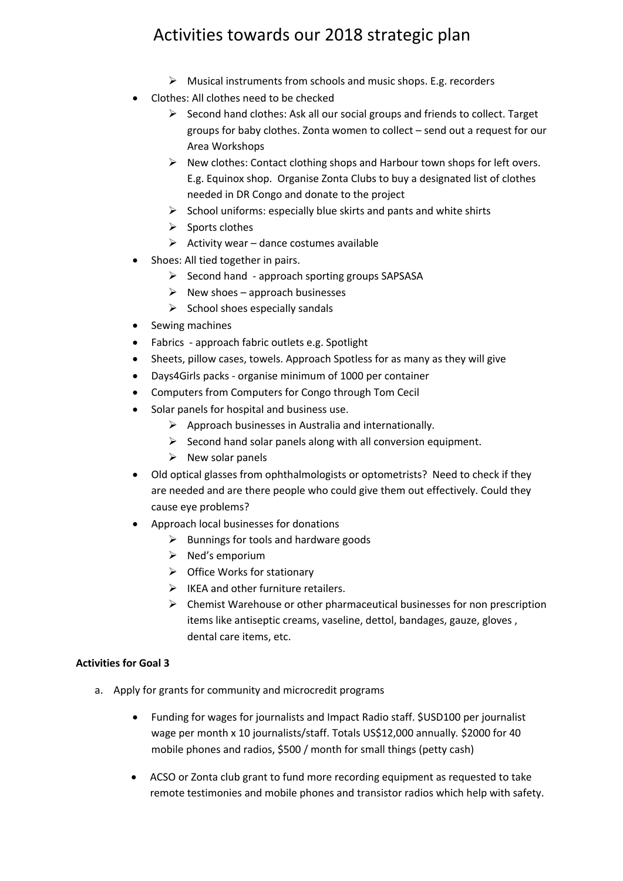- Musical instruments from schools and music shops. E.g. recorders
- Clothes: All clothes need to be checked
  - Second hand clothes: Ask all our social groups and friends to collect. Target groups for baby clothes. Zonta women to collect – send out a request for our Area Workshops
  - New clothes: Contact clothing shops and Harbour town shops for left overs. E.g. Equinox shop. Organise Zonta Clubs to buy a designated list of clothes needed in DR Congo and donate to the project
  - School uniforms: especially blue skirts and pants and white shirts
  - Sports clothes
  - Activity wear – dance costumes available
- Shoes: All tied together in pairs.
  - Second hand - approach sporting groups SAPSASA
  - New shoes – approach businesses
  - School shoes especially sandals
- Sewing machines
- Fabrics - approach fabric outlets e.g. Spotlight
- Sheets, pillow cases, towels. Approach Spotless for as many as they will give
- Days4Girls packs - organise minimum of 1000 per container
- Computers from Computers for Congo through Tom Cecil
- Solar panels for hospital and business use.
  - Approach businesses in Australia and internationally.
  - Second hand solar panels along with all conversion equipment.
  - New solar panels
- Old optical glasses from ophthalmologists or optometrists? Need to check if they are needed and are there people who could give them out effectively. Could they cause eye problems?
- Approach local businesses for donations
  - Bunnings for tools and hardware goods
  - Ned's emporium
  - Office Works for stationary
  - IKEA and other furniture retailers.
  - Chemist Warehouse or other pharmaceutical businesses for non prescription items like antiseptic creams, vaseline, dettol, bandages, gauze, gloves , dental care items, etc.

**Activities for Goal 3**

a. Apply for grants for community and microcredit programs

   - Funding for wages for journalists and Impact Radio staff. $USD100 per journalist wage per month x 10 journalists/staff. Totals US$12,000 annually. $2000 for 40 mobile phones and radios, $500 / month for small things (petty cash)

   - ACSO or Zonta club grant to fund more recording equipment as requested to take remote testimonies and mobile phones and transistor radios which help with safety.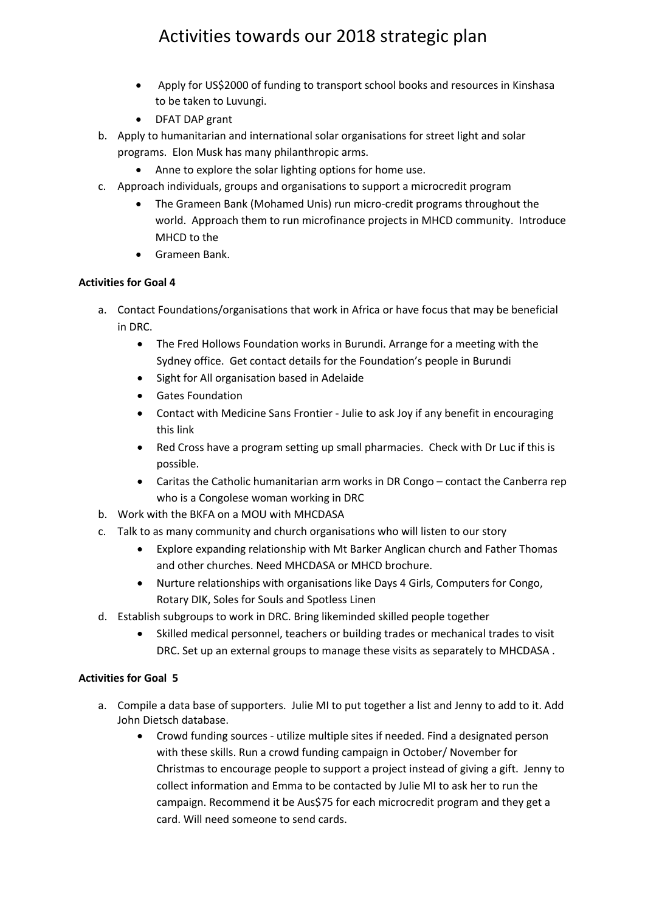# Activities towards our 2018 strategic plan

- Apply for US$2000 of funding to transport school books and resources in Kinshasa to be taken to Luvungi.
- DFAT DAP grant

b. Apply to humanitarian and international solar organisations for street light and solar programs. Elon Musk has many philanthropic arms.
   - Anne to explore the solar lighting options for home use.

c. Approach individuals, groups and organisations to support a microcredit program
   - The Grameen Bank (Mohamed Unis) run micro-credit programs throughout the world. Approach them to run microfinance projects in MHCD community. Introduce MHCD to the
   - Grameen Bank.

**Activities for Goal 4**

a. Contact Foundations/organisations that work in Africa or have focus that may be beneficial in DRC.
   - The Fred Hollows Foundation works in Burundi. Arrange for a meeting with the Sydney office. Get contact details for the Foundation's people in Burundi
   - Sight for All organisation based in Adelaide
   - Gates Foundation
   - Contact with Medicine Sans Frontier - Julie to ask Joy if any benefit in encouraging this link
   - Red Cross have a program setting up small pharmacies. Check with Dr Luc if this is possible.
   - Caritas the Catholic humanitarian arm works in DR Congo – contact the Canberra rep who is a Congolese woman working in DRC

b. Work with the BKFA on a MOU with MHCDASA

c. Talk to as many community and church organisations who will listen to our story
   - Explore expanding relationship with Mt Barker Anglican church and Father Thomas and other churches. Need MHCDASA or MHCD brochure.
   - Nurture relationships with organisations like Days 4 Girls, Computers for Congo, Rotary DIK, Soles for Souls and Spotless Linen

d. Establish subgroups to work in DRC. Bring likeminded skilled people together
   - Skilled medical personnel, teachers or building trades or mechanical trades to visit DRC. Set up an external groups to manage these visits as separately to MHCDASA .

**Activities for Goal 5**

a. Compile a data base of supporters. Julie MI to put together a list and Jenny to add to it. Add John Dietsch database.
   - Crowd funding sources - utilize multiple sites if needed. Find a designated person with these skills. Run a crowd funding campaign in October/ November for Christmas to encourage people to support a project instead of giving a gift. Jenny to collect information and Emma to be contacted by Julie MI to ask her to run the campaign. Recommend it be Aus$75 for each microcredit program and they get a card. Will need someone to send cards.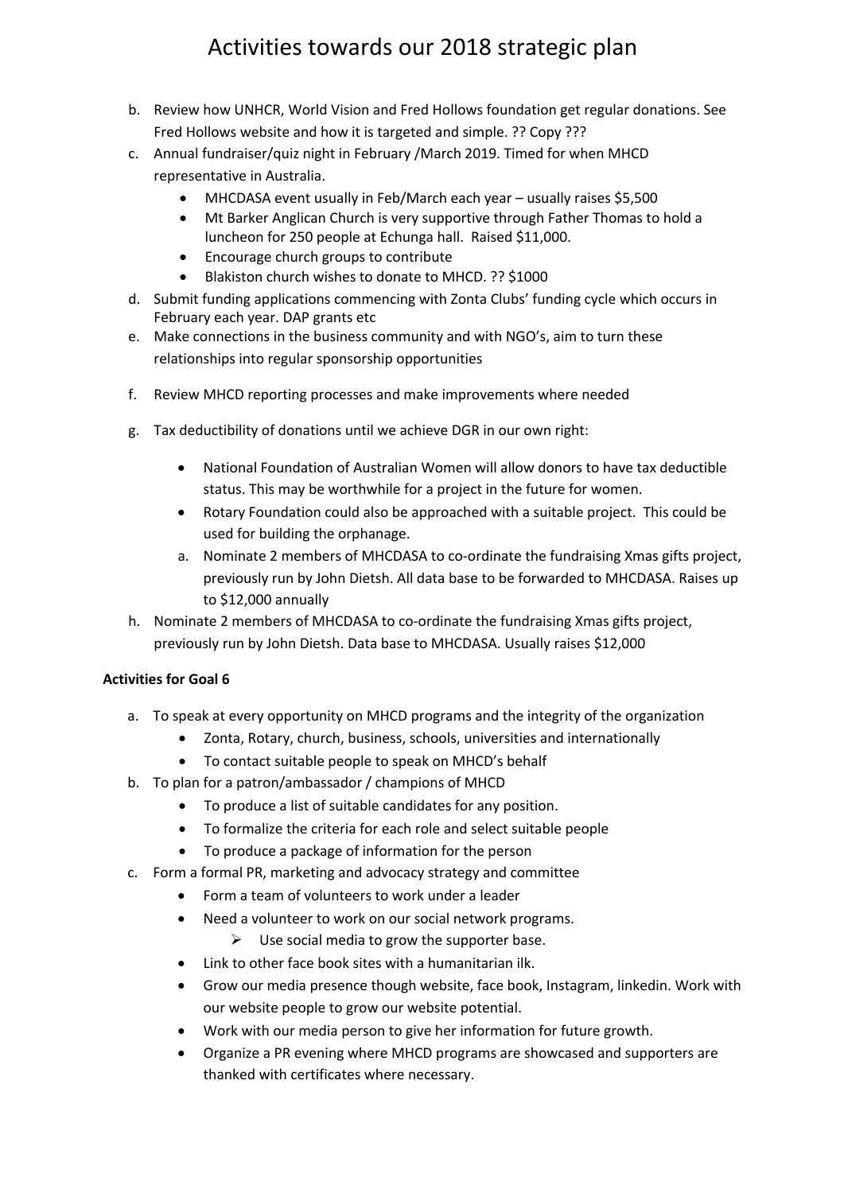# Activities towards our 2018 strategic plan

b. Review how UNHCR, World Vision and Fred Hollows foundation get regular donations. See Fred Hollows website and how it is targeted and simple. ?? Copy ???
c. Annual fundraiser/quiz night in February /March 2019. Timed for when MHCD representative in Australia.
    - MHCDASA event usually in Feb/March each year – usually raises $5,500
    - Mt Barker Anglican Church is very supportive through Father Thomas to hold a luncheon for 250 people at Echunga hall. Raised $11,000.
    - Encourage church groups to contribute
    - Blakiston church wishes to donate to MHCD. ?? $1000
d. Submit funding applications commencing with Zonta Clubs' funding cycle which occurs in February each year. DAP grants etc
e. Make connections in the business community and with NGO's, aim to turn these relationships into regular sponsorship opportunities
f. Review MHCD reporting processes and make improvements where needed
g. Tax deductibility of donations until we achieve DGR in our own right:
    - National Foundation of Australian Women will allow donors to have tax deductible status. This may be worthwhile for a project in the future for women.
    - Rotary Foundation could also be approached with a suitable project. This could be used for building the orphanage.

    a. Nominate 2 members of MHCDASA to co-ordinate the fundraising Xmas gifts project, previously run by John Dietsh. All data base to be forwarded to MHCDASA. Raises up to $12,000 annually
h. Nominate 2 members of MHCDASA to co-ordinate the fundraising Xmas gifts project, previously run by John Dietsh. Data base to MHCDASA. Usually raises $12,000

**Activities for Goal 6**

a. To speak at every opportunity on MHCD programs and the integrity of the organization
    - Zonta, Rotary, church, business, schools, universities and internationally
    - To contact suitable people to speak on MHCD's behalf
b. To plan for a patron/ambassador / champions of MHCD
    - To produce a list of suitable candidates for any position.
    - To formalize the criteria for each role and select suitable people
    - To produce a package of information for the person
c. Form a formal PR, marketing and advocacy strategy and committee
    - Form a team of volunteers to work under a leader
    - Need a volunteer to work on our social network programs.
        - Use social media to grow the supporter base.
    - Link to other face book sites with a humanitarian ilk.
    - Grow our media presence though website, face book, Instagram, linkedin. Work with our website people to grow our website potential.
    - Work with our media person to give her information for future growth.
    - Organize a PR evening where MHCD programs are showcased and supporters are thanked with certificates where necessary.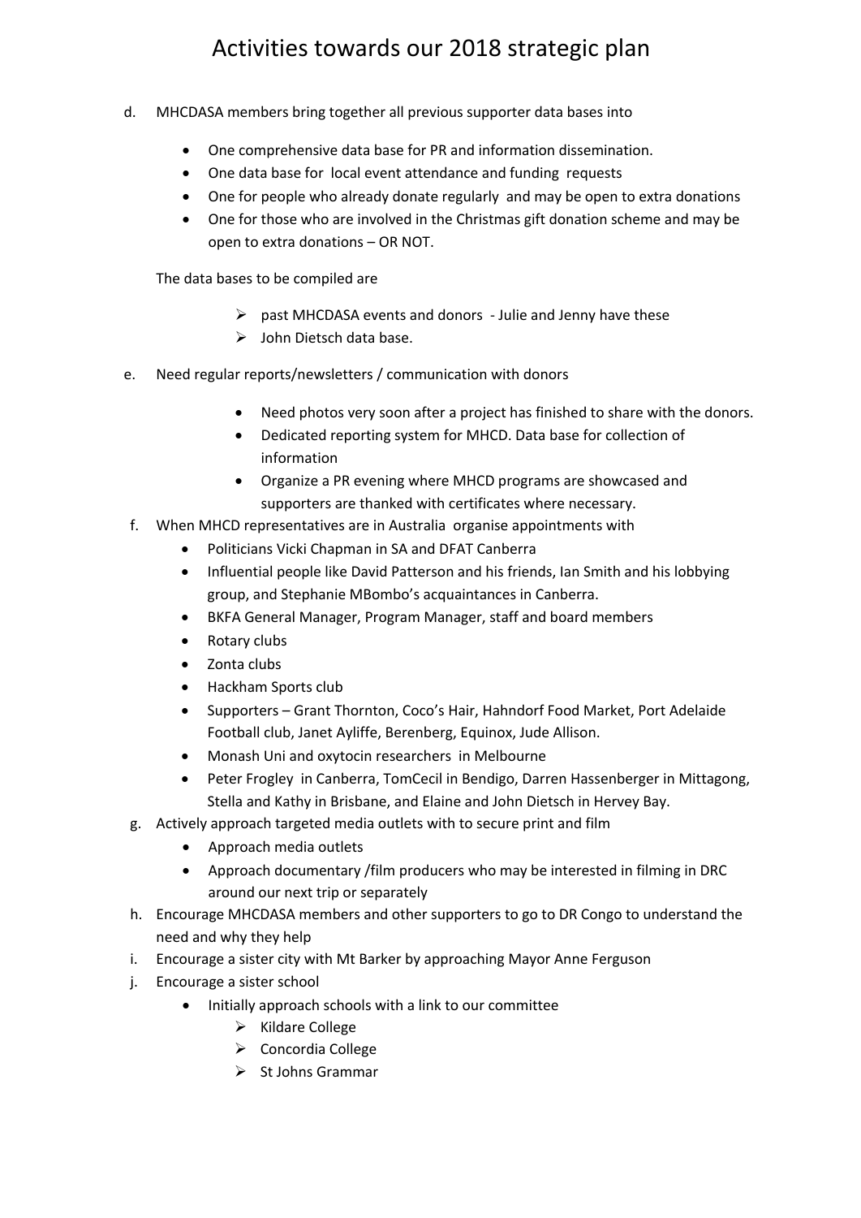# Activities towards our 2018 strategic plan

d. MHCDASA members bring together all previous supporter data bases into

- One comprehensive data base for PR and information dissemination.
- One data base for local event attendance and funding requests
- One for people who already donate regularly and may be open to extra donations
- One for those who are involved in the Christmas gift donation scheme and may be open to extra donations – OR NOT.

The data bases to be compiled are

- past MHCDASA events and donors - Julie and Jenny have these
- John Dietsch data base.

e. Need regular reports/newsletters / communication with donors

- Need photos very soon after a project has finished to share with the donors.
- Dedicated reporting system for MHCD. Data base for collection of information
- Organize a PR evening where MHCD programs are showcased and supporters are thanked with certificates where necessary.

f. When MHCD representatives are in Australia organise appointments with

- Politicians Vicki Chapman in SA and DFAT Canberra
- Influential people like David Patterson and his friends, Ian Smith and his lobbying group, and Stephanie MBombo's acquaintances in Canberra.
- BKFA General Manager, Program Manager, staff and board members
- Rotary clubs
- Zonta clubs
- Hackham Sports club
- Supporters – Grant Thornton, Coco's Hair, Hahndorf Food Market, Port Adelaide Football club, Janet Ayliffe, Berenberg, Equinox, Jude Allison.
- Monash Uni and oxytocin researchers in Melbourne
- Peter Frogley in Canberra, TomCecil in Bendigo, Darren Hassenberger in Mittagong, Stella and Kathy in Brisbane, and Elaine and John Dietsch in Hervey Bay.

g. Actively approach targeted media outlets with to secure print and film

- Approach media outlets
- Approach documentary /film producers who may be interested in filming in DRC around our next trip or separately

h. Encourage MHCDASA members and other supporters to go to DR Congo to understand the need and why they help

i. Encourage a sister city with Mt Barker by approaching Mayor Anne Ferguson

j. Encourage a sister school

- Initially approach schools with a link to our committee
  - Kildare College
  - Concordia College
  - St Johns Grammar